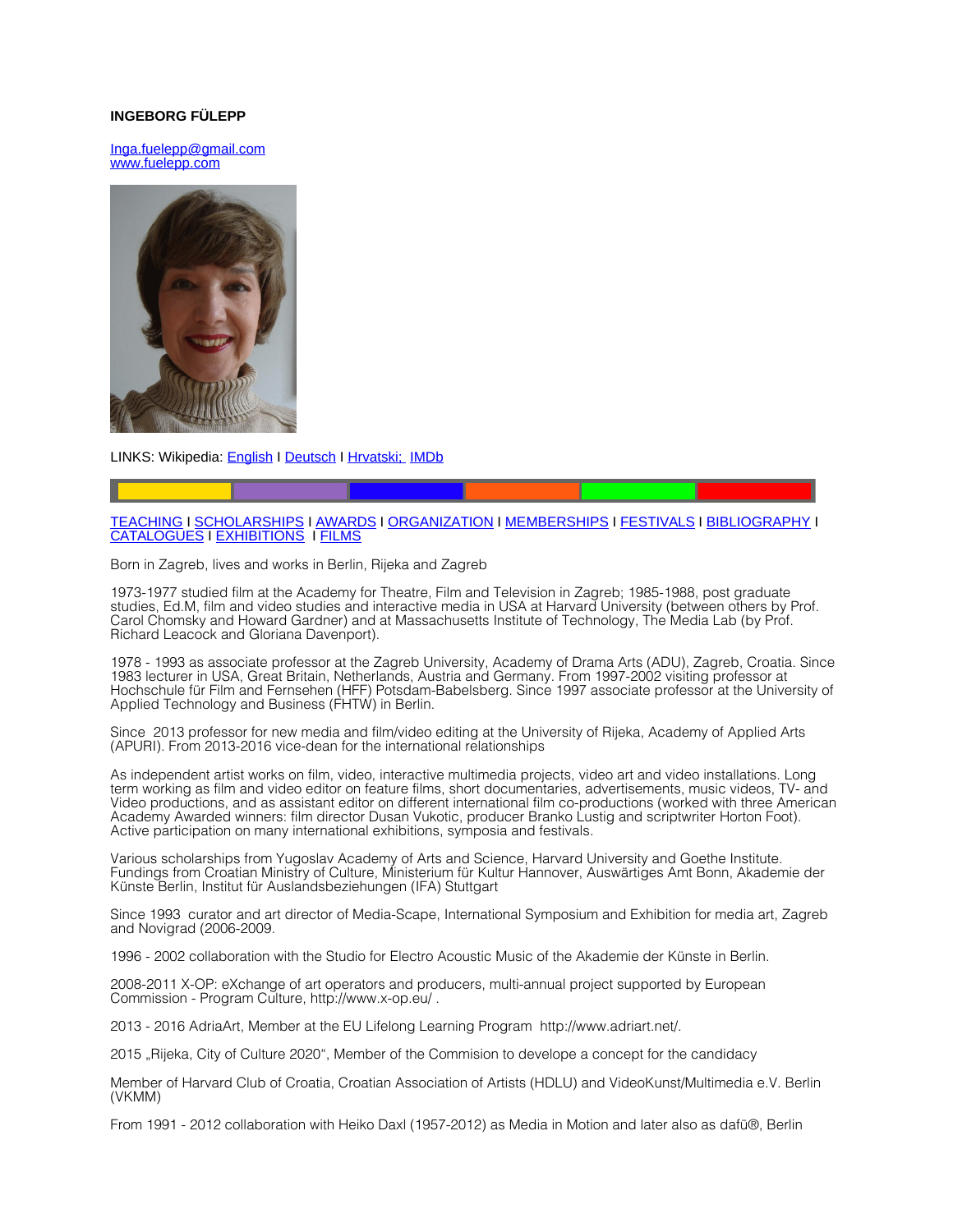**INGEBORG FÜLEPP**

Inga.fuelepp@gmail.com
www.fuelepp.com

LINKS: Wikipedia: English I Deutsch I Hrvatski; IMDb

TEACHING I SCHOLARSHIPS I AWARDS I ORGANIZATION I MEMBERSHIPS I FESTIVALS I BIBLIOGRAPHY I CATALOGUES I EXHIBITIONS I FILMS

Born in Zagreb, lives and works in Berlin, Rijeka and Zagreb

1973-1977 studied film at the Academy for Theatre, Film and Television in Zagreb; 1985-1988, post graduate studies, Ed.M, film and video studies and interactive media in USA at Harvard University (between others by Prof. Carol Chomsky and Howard Gardner) and at Massachusetts Institute of Technology, The Media Lab (by Prof. Richard Leacock and Gloriana Davenport).

1978 - 1993 as associate professor at the Zagreb University, Academy of Drama Arts (ADU), Zagreb, Croatia. Since 1983 lecturer in USA, Great Britain, Netherlands, Austria and Germany. From 1997-2002 visiting professor at Hochschule für Film and Fernsehen (HFF) Potsdam-Babelsberg. Since 1997 associate professor at the University of Applied Technology and Business (FHTW) in Berlin.

Since 2013 professor for new media and film/video editing at the University of Rijeka, Academy of Applied Arts (APURI). From 2013-2016 vice-dean for the international relationships

As independent artist works on film, video, interactive multimedia projects, video art and video installations. Long term working as film and video editor on feature films, short documentaries, advertisements, music videos, TV- and Video productions, and as assistant editor on different international film co-productions (worked with three American Academy Awarded winners: film director Dusan Vukotic, producer Branko Lustig and scriptwriter Horton Foot). Active participation on many international exhibitions, symposia and festivals.

Various scholarships from Yugoslav Academy of Arts and Science, Harvard University and Goethe Institute. Fundings from Croatian Ministry of Culture, Ministerium für Kultur Hannover, Auswärtiges Amt Bonn, Akademie der Künste Berlin, Institut für Auslandsbeziehungen (IFA) Stuttgart

Since 1993 curator and art director of Media-Scape, International Symposium and Exhibition for media art, Zagreb and Novigrad (2006-2009.

1996 - 2002 collaboration with the Studio for Electro Acoustic Music of the Akademie der Künste in Berlin.

2008-2011 X-OP: eXchange of art operators and producers, multi-annual project supported by European Commission - Program Culture, http://www.x-op.eu/ .

2013 - 2016 AdriaArt, Member at the EU Lifelong Learning Program http://www.adriart.net/.

2015 „Rijeka, City of Culture 2020", Member of the Commision to develope a concept for the candidacy

Member of Harvard Club of Croatia, Croatian Association of Artists (HDLU) and VideoKunst/Multimedia e.V. Berlin (VKMM)

From 1991 - 2012 collaboration with Heiko Daxl (1957-2012) as Media in Motion and later also as dafü®, Berlin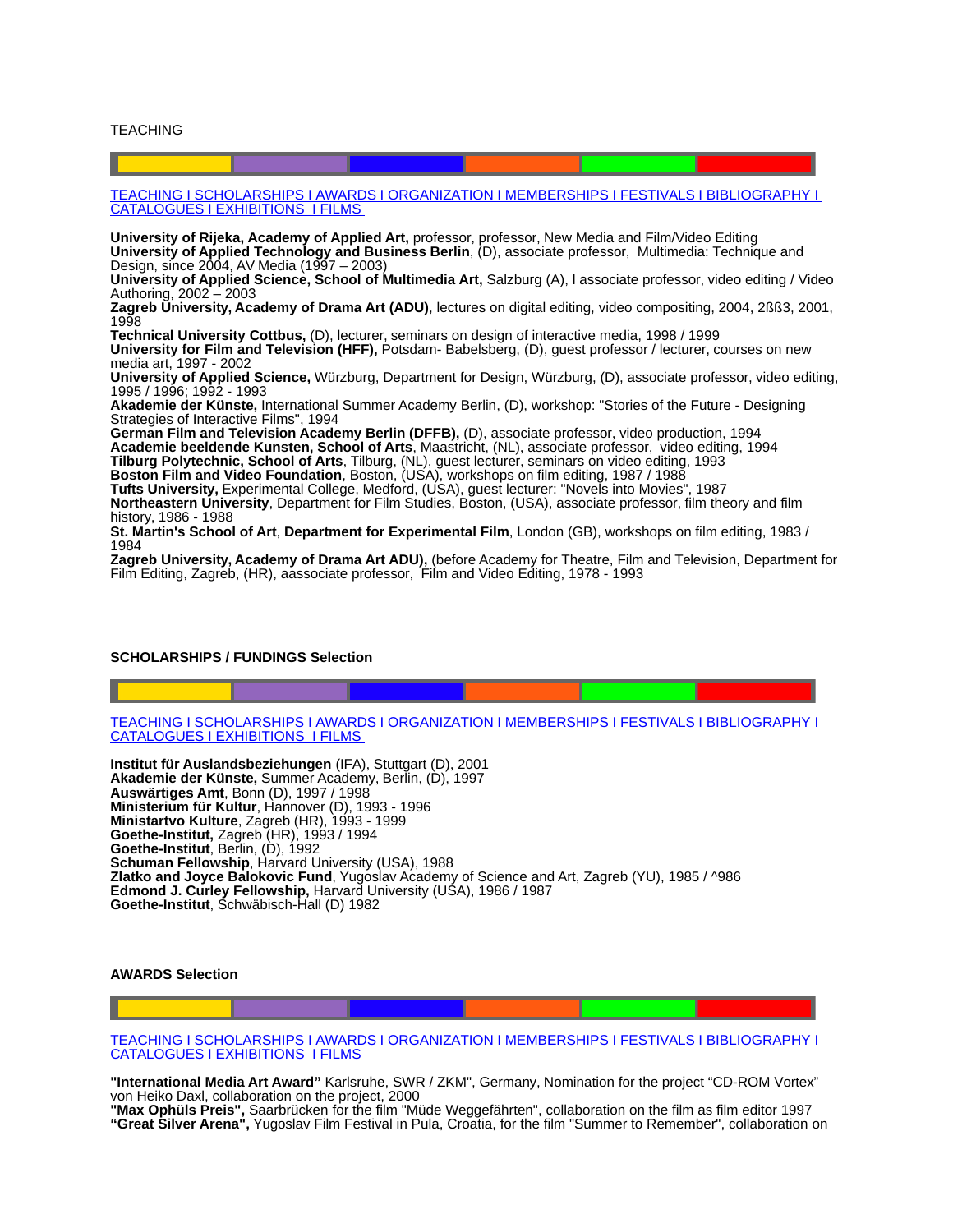TEACHING

TEACHING I SCHOLARSHIPS I AWARDS I ORGANIZATION I MEMBERSHIPS I FESTIVALS I BIBLIOGRAPHY I CATALOGUES I EXHIBITIONS I FILMS

**University of Rijeka, Academy of Applied Art,** professor, professor, New Media and Film/Video Editing
**University of Applied Technology and Business Berlin**, (D), associate professor, Multimedia: Technique and Design, since 2004, AV Media (1997 – 2003)
**University of Applied Science, School of Multimedia Art,** Salzburg (A), I associate professor, video editing / Video Authoring, 2002 – 2003
**Zagreb University, Academy of Drama Art (ADU)**, lectures on digital editing, video compositing, 2004, 2ßß3, 2001, 1998
**Technical University Cottbus,** (D), lecturer, seminars on design of interactive media, 1998 / 1999
**University for Film and Television (HFF),** Potsdam- Babelsberg, (D), guest professor / lecturer, courses on new media art, 1997 - 2002
**University of Applied Science,** Würzburg, Department for Design, Würzburg, (D), associate professor, video editing, 1995 / 1996; 1992 - 1993
**Akademie der Künste,** International Summer Academy Berlin, (D), workshop: "Stories of the Future - Designing Strategies of Interactive Films", 1994
**German Film and Television Academy Berlin (DFFB),** (D), associate professor, video production, 1994
**Academie beeldende Kunsten, School of Arts**, Maastricht, (NL), associate professor, video editing, 1994
**Tilburg Polytechnic, School of Arts**, Tilburg, (NL), guest lecturer, seminars on video editing, 1993
**Boston Film and Video Foundation**, Boston, (USA), workshops on film editing, 1987 / 1988
**Tufts University,** Experimental College, Medford, (USA), guest lecturer: "Novels into Movies", 1987
**Northeastern University**, Department for Film Studies, Boston, (USA), associate professor, film theory and film history, 1986 - 1988
**St. Martin's School of Art**, **Department for Experimental Film**, London (GB), workshops on film editing, 1983 / 1984
**Zagreb University, Academy of Drama Art ADU),** (before Academy for Theatre, Film and Television, Department for Film Editing, Zagreb, (HR), aassociate professor, Film and Video Editing, 1978 - 1993

**SCHOLARSHIPS / FUNDINGS Selection**

TEACHING I SCHOLARSHIPS I AWARDS I ORGANIZATION I MEMBERSHIPS I FESTIVALS I BIBLIOGRAPHY I CATALOGUES I EXHIBITIONS I FILMS

**Institut für Auslandsbeziehungen** (IFA), Stuttgart (D), 2001
**Akademie der Künste,** Summer Academy, Berlin, (D), 1997
**Auswärtiges Amt**, Bonn (D), 1997 / 1998
**Ministerium für Kultur**, Hannover (D), 1993 - 1996
**Ministartvo Kulture**, Zagreb (HR), 1993 - 1999
**Goethe-Institut,** Zagreb (HR), 1993 / 1994
**Goethe-Institut**, Berlin, (D), 1992
**Schuman Fellowship**, Harvard University (USA), 1988
**Zlatko and Joyce Balokovic Fund**, Yugoslav Academy of Science and Art, Zagreb (YU), 1985 / ^986
**Edmond J. Curley Fellowship,** Harvard University (USA), 1986 / 1987
**Goethe-Institut**, Schwäbisch-Hall (D) 1982

**AWARDS Selection**

TEACHING I SCHOLARSHIPS I AWARDS I ORGANIZATION I MEMBERSHIPS I FESTIVALS I BIBLIOGRAPHY I CATALOGUES I EXHIBITIONS I FILMS

**"International Media Art Award"** Karlsruhe, SWR / ZKM", Germany, Nomination for the project "CD-ROM Vortex" von Heiko Daxl, collaboration on the project, 2000
**"Max Ophüls Preis",** Saarbrücken for the film "Müde Weggefährten", collaboration on the film as film editor 1997
**"Great Silver Arena",** Yugoslav Film Festival in Pula, Croatia, for the film "Summer to Remember", collaboration on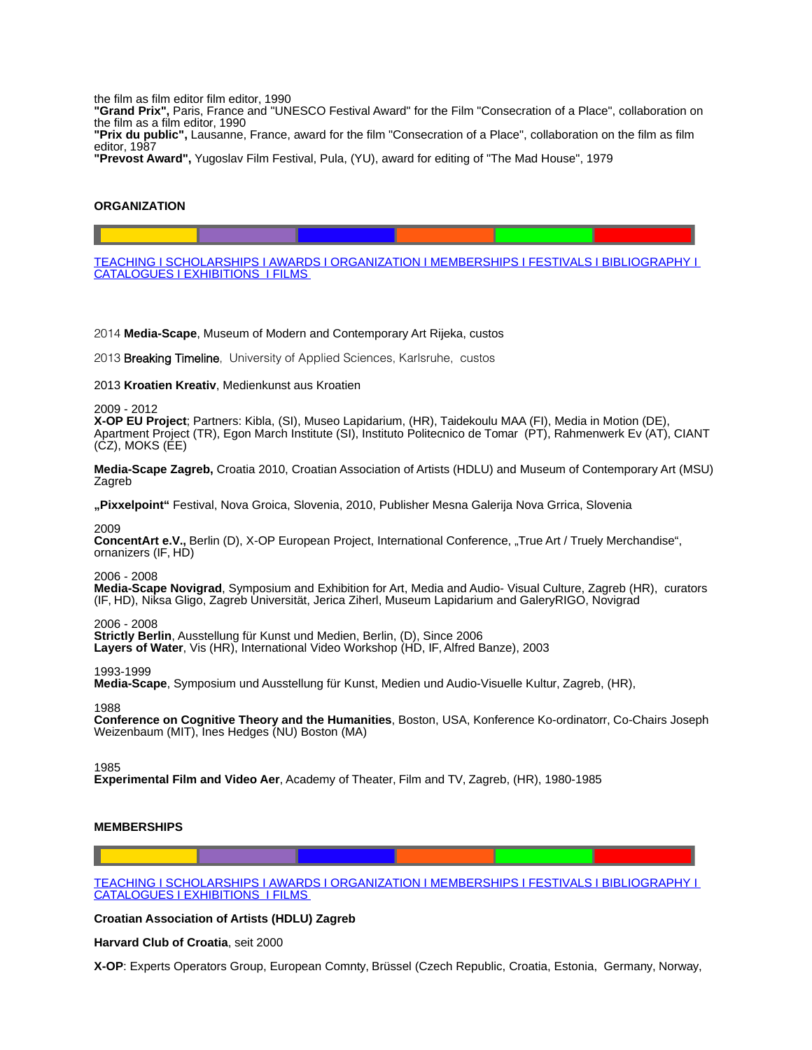the film as film editor film editor, 1990
**"Grand Prix",** Paris, France and "UNESCO Festival Award" for the Film "Consecration of a Place", collaboration on the film as a film editor, 1990
**"Prix du public",** Lausanne, France, award for the film "Consecration of a Place", collaboration on the film as film editor, 1987
**"Prevost Award",** Yugoslav Film Festival, Pula, (YU), award for editing of "The Mad House", 1979

## ORGANIZATION

TEACHING I SCHOLARSHIPS I AWARDS I ORGANIZATION I MEMBERSHIPS I FESTIVALS I BIBLIOGRAPHY I CATALOGUES I EXHIBITIONS I FILMS

2014 **Media-Scape**, Museum of Modern and Contemporary Art Rijeka, custos

2013 **Breaking Timeline**, University of Applied Sciences, Karlsruhe, custos

2013 **Kroatien Kreativ**, Medienkunst aus Kroatien

2009 - 2012
**X-OP EU Project**; Partners: Kibla, (SI), Museo Lapidarium, (HR), Taidekoulu MAA (FI), Media in Motion (DE), Apartment Project (TR), Egon March Institute (SI), Instituto Politecnico de Tomar (PT), Rahmenwerk Ev (AT), CIANT (CZ), MOKS (EE)

**Media-Scape Zagreb,** Croatia 2010, Croatian Association of Artists (HDLU) and Museum of Contemporary Art (MSU) Zagreb

**„Pixxelpoint"** Festival, Nova Groica, Slovenia, 2010, Publisher Mesna Galerija Nova Grrica, Slovenia

2009
**ConcentArt e.V.,** Berlin (D), X-OP European Project, International Conference, „True Art / Truely Merchandise", ornanizers (IF, HD)

2006 - 2008
**Media-Scape Novigrad**, Symposium and Exhibition for Art, Media and Audio- Visual Culture, Zagreb (HR), curators (IF, HD), Niksa Gligo, Zagreb Universität, Jerica Ziherl, Museum Lapidarium and GaleryRIGO, Novigrad

2006 - 2008
**Strictly Berlin**, Ausstellung für Kunst und Medien, Berlin, (D), Since 2006
**Layers of Water**, Vis (HR), International Video Workshop (HD, IF, Alfred Banze), 2003

1993-1999
**Media-Scape**, Symposium und Ausstellung für Kunst, Medien und Audio-Visuelle Kultur, Zagreb, (HR),

1988
**Conference on Cognitive Theory and the Humanities**, Boston, USA, Konference Ko-ordinatorr, Co-Chairs Joseph Weizenbaum (MIT), Ines Hedges (NU) Boston (MA)

1985
**Experimental Film and Video Aer**, Academy of Theater, Film and TV, Zagreb, (HR), 1980-1985

## MEMBERSHIPS

TEACHING I SCHOLARSHIPS I AWARDS I ORGANIZATION I MEMBERSHIPS I FESTIVALS I BIBLIOGRAPHY I CATALOGUES I EXHIBITIONS I FILMS

**Croatian Association of Artists (HDLU) Zagreb**

**Harvard Club of Croatia**, seit 2000

**X-OP**: Experts Operators Group, European Comnty, Brüssel (Czech Republic, Croatia, Estonia, Germany, Norway,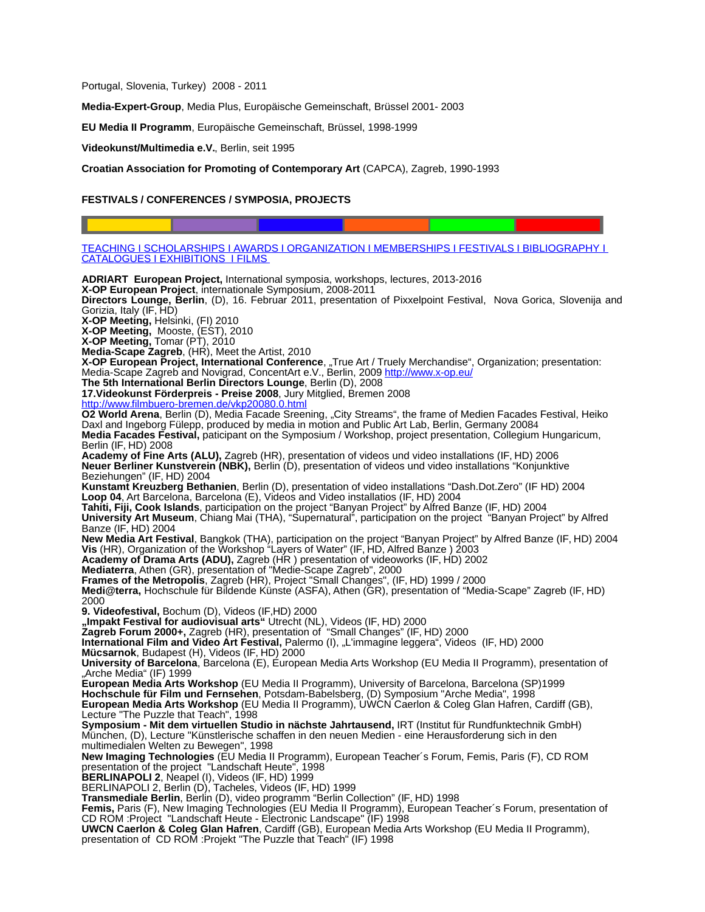Portugal, Slovenia, Turkey) 2008 - 2011

**Media-Expert-Group**, Media Plus, Europäische Gemeinschaft, Brüssel 2001- 2003

**EU Media II Programm**, Europäische Gemeinschaft, Brüssel, 1998-1999

**Videokunst/Multimedia e.V.**, Berlin, seit 1995

**Croatian Association for Promoting of Contemporary Art** (CAPCA), Zagreb, 1990-1993

**FESTIVALS / CONFERENCES / SYMPOSIA, PROJECTS**

TEACHING I SCHOLARSHIPS I AWARDS I ORGANIZATION I MEMBERSHIPS I FESTIVALS I BIBLIOGRAPHY I CATALOGUES I EXHIBITIONS I FILMS

**ADRIART European Project,** International symposia, workshops, lectures, 2013-2016
**X-OP European Project**, internationale Symposium, 2008-2011
**Directors Lounge, Berlin**, (D), 16. Februar 2011, presentation of Pixxelpoint Festival, Nova Gorica, Slovenija and Gorizia, Italy (IF, HD)
**X-OP Meeting,** Helsinki, (FI) 2010
**X-OP Meeting,** Mooste, (EST), 2010
**X-OP Meeting,** Tomar (PT), 2010
**Media-Scape Zagreb**, (HR), Meet the Artist, 2010
**X-OP European Project, International Conference**, „True Art / Truely Merchandise“, Organization; presentation: Media-Scape Zagreb and Novigrad, ConcentArt e.V., Berlin, 2009 http://www.x-op.eu/
**The 5th International Berlin Directors Lounge**, Berlin (D), 2008
**17.Videokunst Förderpreis - Preise 2008**, Jury Mitglied, Bremen 2008
http://www.filmbuero-bremen.de/vkp20080.0.html
**O2 World Arena**, Berlin (D), Media Facade Sreening, „City Streams“, the frame of Medien Facades Festival, Heiko Daxl and Ingeborg Fülepp, produced by media in motion and Public Art Lab, Berlin, Germany 20084
**Media Facades Festival,** paticipant on the Symposium / Workshop, project presentation, Collegium Hungaricum, Berlin (IF, HD) 2008
**Academy of Fine Arts (ALU),** Zagreb (HR), presentation of videos und video installations (IF, HD) 2006
**Neuer Berliner Kunstverein (NBK),** Berlin (D), presentation of videos und video installations “Konjunktive Beziehungen” (IF, HD) 2004
**Kunstamt Kreuzberg Bethanien**, Berlin (D), presentation of video installations “Dash.Dot.Zero” (IF HD) 2004
**Loop 04**, Art Barcelona, Barcelona (E), Videos and Video installatios (IF, HD) 2004
**Tahiti, Fiji, Cook Islands**, participation on the project “Banyan Project” by Alfred Banze (IF, HD) 2004
**University Art Museum**, Chiang Mai (THA), “Supernatural”, participation on the project “Banyan Project” by Alfred Banze (IF, HD) 2004
**New Media Art Festival**, Bangkok (THA), participation on the project “Banyan Project” by Alfred Banze (IF, HD) 2004
**Vis** (HR), Organization of the Workshop “Layers of Water” (IF, HD, Alfred Banze ) 2003
**Academy of Drama Arts (ADU),** Zagreb (HR ) presentation of videoworks (IF, HD) 2002
**Mediaterra**, Athen (GR), presentation of "Medie-Scape Zagreb", 2000
**Frames of the Metropolis**, Zagreb (HR), Project "Small Changes", (IF, HD) 1999 / 2000
**Medi@terra,** Hochschule für Bildende Künste (ASFA), Athen (GR), presentation of “Media-Scape” Zagreb (IF, HD) 2000
**9. Videofestival,** Bochum (D), Videos (IF,HD) 2000
**„Impakt Festival for audiovisual arts“** Utrecht (NL), Videos (IF, HD) 2000
**Zagreb Forum 2000+,** Zagreb (HR), presentation of "Small Changes" (IF, HD) 2000
**International Film and Video Art Festival,** Palermo (I), „L'immagine leggera“, Videos (IF, HD) 2000
**Mücsarnok**, Budapest (H), Videos (IF, HD) 2000
**University of Barcelona**, Barcelona (E), European Media Arts Workshop (EU Media II Programm), presentation of „Arche Media“ (IF) 1999
**European Media Arts Workshop** (EU Media II Programm), University of Barcelona, Barcelona (SP)1999
**Hochschule für Film und Fernsehen**, Potsdam-Babelsberg, (D) Symposium "Arche Media", 1998
**European Media Arts Workshop** (EU Media II Programm), UWCN Caerlon & Coleg Glan Hafren, Cardiff (GB), Lecture "The Puzzle that Teach", 1998
**Symposium - Mit dem virtuellen Studio in nächste Jahrtausend,** IRT (Institut für Rundfunktechnik GmbH) München, (D), Lecture "Künstlerische schaffen in den neuen Medien - eine Herausforderung sich in den multimedialen Welten zu Bewegen", 1998
**New Imaging Technologies** (EU Media II Programm), European Teacher´s Forum, Femis, Paris (F), CD ROM presentation of the project "Landschaft Heute", 1998
**BERLINAPOLI 2**, Neapel (I), Videos (IF, HD) 1999
BERLINAPOLI 2, Berlin (D), Tacheles, Videos (IF, HD) 1999
**Transmediale Berlin**, Berlin (D), video programm "Berlin Collection" (IF, HD) 1998
**Femis,** Paris (F), New Imaging Technologies (EU Media II Programm), European Teacher´s Forum, presentation of CD ROM :Project "Landschaft Heute - Electronic Landscape" (IF) 1998
**UWCN Caerlon & Coleg Glan Hafren**, Cardiff (GB), European Media Arts Workshop (EU Media II Programm), presentation of CD ROM :Projekt "The Puzzle that Teach" (IF) 1998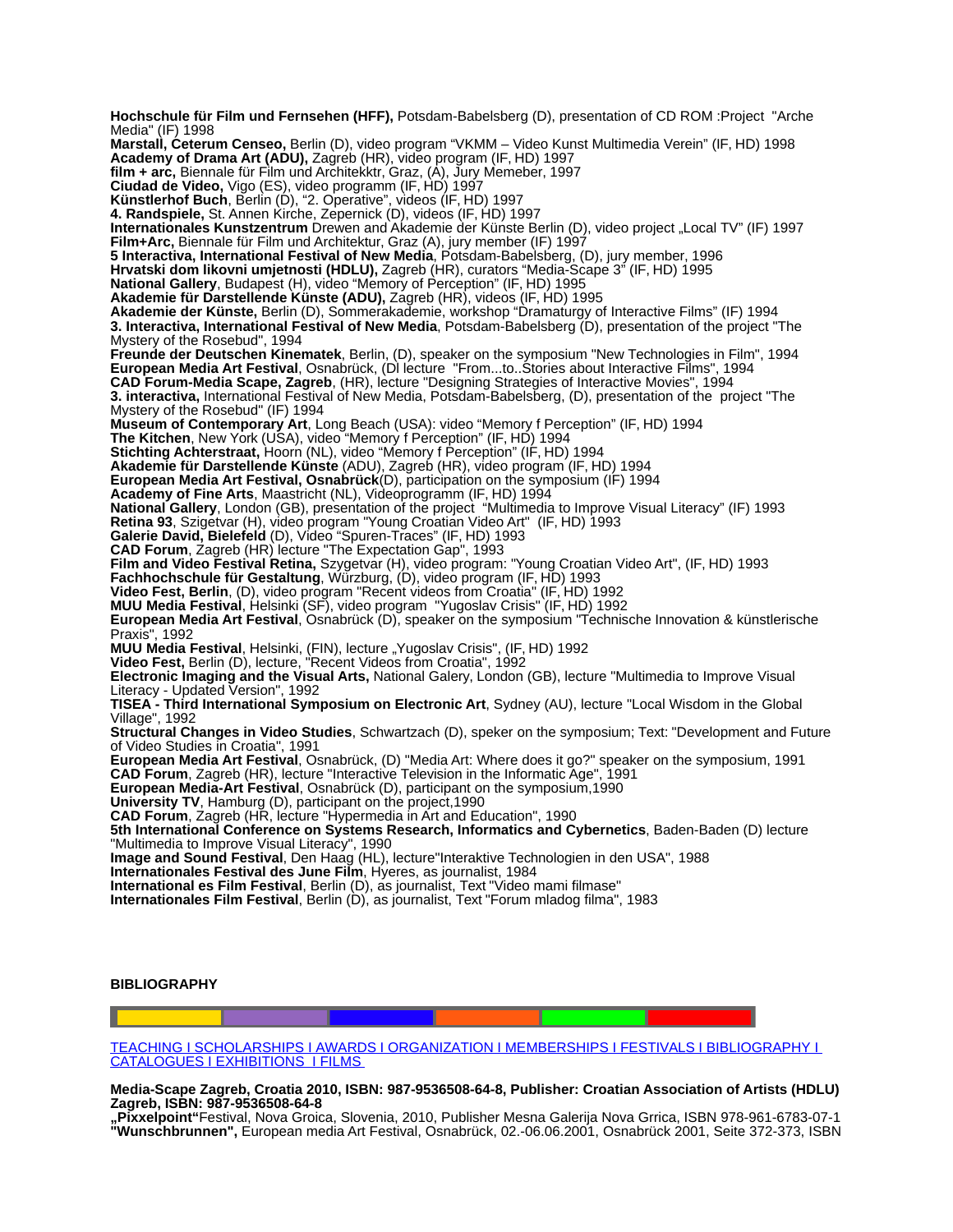**Hochschule für Film und Fernsehen (HFF),** Potsdam-Babelsberg (D), presentation of CD ROM :Project "Arche Media" (IF) 1998
**Marstall, Ceterum Censeo,** Berlin (D), video program "VKMM – Video Kunst Multimedia Verein" (IF, HD) 1998
**Academy of Drama Art (ADU),** Zagreb (HR), video program (IF, HD) 1997
**film + arc,** Biennale für Film und Architekktr, Graz, (A), Jury Memeber, 1997
**Ciudad de Video,** Vigo (ES), video programm (IF, HD) 1997
**Künstlerhof Buch**, Berlin (D), "2. Operative", videos (IF, HD) 1997
**4. Randspiele,** St. Annen Kirche, Zepernick (D), videos (IF, HD) 1997
**Internationales Kunstzentrum** Drewen and Akademie der Künste Berlin (D), video project „Local TV" (IF) 1997
**Film+Arc,** Biennale für Film und Architektur, Graz (A), jury member (IF) 1997
**5 Interactiva, International Festival of New Media**, Potsdam-Babelsberg, (D), jury member, 1996
**Hrvatski dom likovni umjetnosti (HDLU),** Zagreb (HR), curators "Media-Scape 3" (IF, HD) 1995
**National Gallery**, Budapest (H), video "Memory of Perception" (IF, HD) 1995
**Akademie für Darstellende Künste (ADU),** Zagreb (HR), videos (IF, HD) 1995
**Akademie der Künste,** Berlin (D), Sommerakademie, workshop "Dramaturgy of Interactive Films" (IF) 1994
**3. Interactiva, International Festival of New Media**, Potsdam-Babelsberg (D), presentation of the project "The Mystery of the Rosebud", 1994
**Freunde der Deutschen Kinematek**, Berlin, (D), speaker on the symposium "New Technologies in Film", 1994
**European Media Art Festival**, Osnabrück, (Dl lecture "From...to..Stories about Interactive Films", 1994
**CAD Forum-Media Scape, Zagreb**, (HR), lecture "Designing Strategies of Interactive Movies", 1994
**3. interactiva,** International Festival of New Media, Potsdam-Babelsberg, (D), presentation of the project "The Mystery of the Rosebud" (IF) 1994
**Museum of Contemporary Art**, Long Beach (USA): video "Memory f Perception" (IF, HD) 1994
**The Kitchen**, New York (USA), video "Memory f Perception" (IF, HD) 1994
**Stichting Achterstraat,** Hoorn (NL), video "Memory f Perception" (IF, HD) 1994
**Akademie für Darstellende Künste** (ADU), Zagreb (HR), video program (IF, HD) 1994
**European Media Art Festival, Osnabrück**(D), participation on the symposium (IF) 1994
**Academy of Fine Arts**, Maastricht (NL), Videoprogramm (IF, HD) 1994
**National Gallery**, London (GB), presentation of the project "Multimedia to Improve Visual Literacy" (IF) 1993
**Retina 93**, Szigetvar (H), video program "Young Croatian Video Art" (IF, HD) 1993
**Galerie David, Bielefeld** (D), Video "Spuren-Traces" (IF, HD) 1993
**CAD Forum**, Zagreb (HR) lecture "The Expectation Gap", 1993
**Film and Video Festival Retina,** Szygetvar (H), video program: "Young Croatian Video Art", (IF, HD) 1993
**Fachhochschule für Gestaltung**, Würzburg, (D), video program (IF, HD) 1993
**Video Fest, Berlin**, (D), video program "Recent videos from Croatia" (IF, HD) 1992
**MUU Media Festival**, Helsinki (SF), video program "Yugoslav Crisis" (IF, HD) 1992
**European Media Art Festival**, Osnabrück (D), speaker on the symposium "Technische Innovation & künstlerische Praxis", 1992
**MUU Media Festival**, Helsinki, (FIN), lecture „Yugoslav Crisis", (IF, HD) 1992
**Video Fest,** Berlin (D), lecture, "Recent Videos from Croatia", 1992
**Electronic Imaging and the Visual Arts,** National Galery, London (GB), lecture "Multimedia to Improve Visual Literacy - Updated Version", 1992
**TISEA - Third International Symposium on Electronic Art**, Sydney (AU), lecture "Local Wisdom in the Global Village", 1992
**Structural Changes in Video Studies**, Schwartzach (D), speker on the symposium; Text: "Development and Future of Video Studies in Croatia", 1991
**European Media Art Festival**, Osnabrück, (D) "Media Art: Where does it go?" speaker on the symposium, 1991
**CAD Forum**, Zagreb (HR), lecture "Interactive Television in the Informatic Age", 1991
**European Media-Art Festival**, Osnabrück (D), participant on the symposium,1990
**University TV**, Hamburg (D), participant on the project,1990
**CAD Forum**, Zagreb (HR, lecture "Hypermedia in Art and Education", 1990
**5th International Conference on Systems Research, Informatics and Cybernetics**, Baden-Baden (D) lecture "Multimedia to Improve Visual Literacy", 1990
**Image and Sound Festival**, Den Haag (HL), lecture"Interaktive Technologien in den USA", 1988
**Internationales Festival des June Film**, Hyeres, as journalist, 1984
**International es Film Festival**, Berlin (D), as journalist, Text "Video mami filmase"
**Internationales Film Festival**, Berlin (D), as journalist, Text "Forum mladog filma", 1983

**BIBLIOGRAPHY**

TEACHING I SCHOLARSHIPS I AWARDS I ORGANIZATION I MEMBERSHIPS I FESTIVALS I BIBLIOGRAPHY I CATALOGUES I EXHIBITIONS I FILMS

**Media-Scape Zagreb, Croatia 2010, ISBN: 987-9536508-64-8, Publisher: Croatian Association of Artists (HDLU) Zagreb, ISBN: 987-9536508-64-8**
**„Pixxelpoint"**Festival, Nova Groica, Slovenia, 2010, Publisher Mesna Galerija Nova Grrica, ISBN 978-961-6783-07-1
**"Wunschbrunnen",** European media Art Festival, Osnabrück, 02.-06.06.2001, Osnabrück 2001, Seite 372-373, ISBN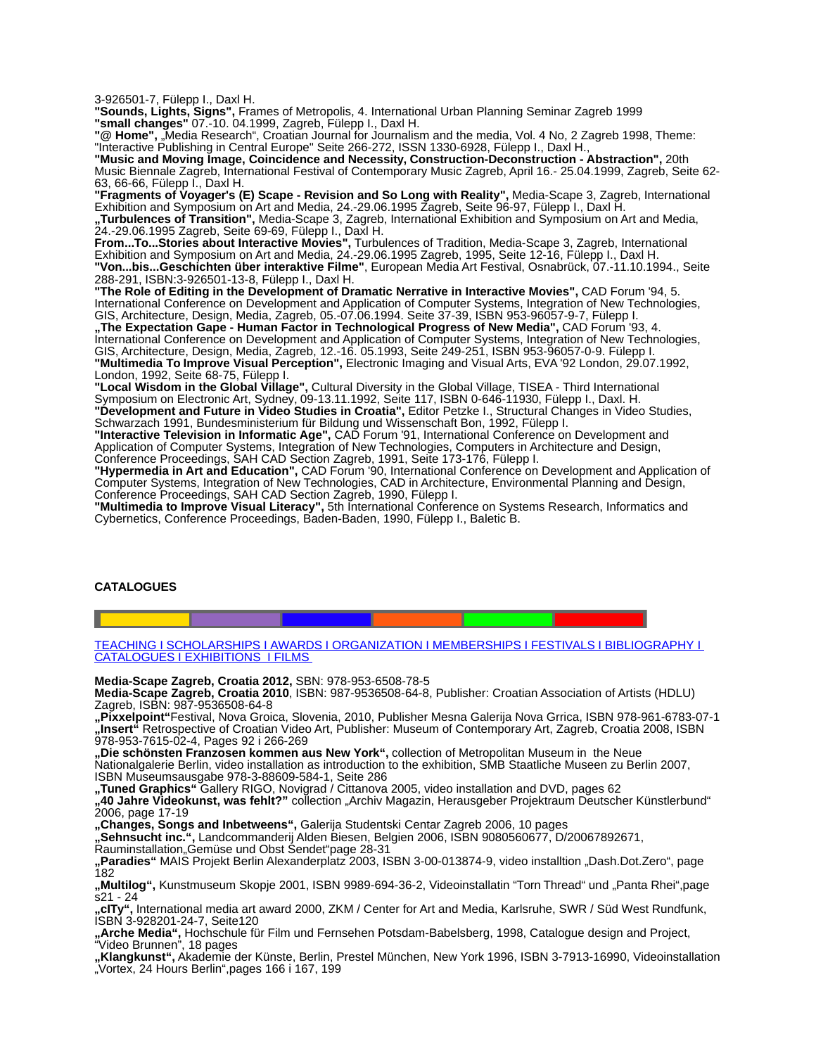3-926501-7, Fülepp I., Daxl H.
**"Sounds, Lights, Signs",** Frames of Metropolis, 4. International Urban Planning Seminar Zagreb 1999
**"small changes"** 07.-10. 04.1999, Zagreb, Fülepp I., Daxl H.
**"@ Home",** „Media Research", Croatian Journal for Journalism and the media, Vol. 4 No, 2 Zagreb 1998, Theme: "Interactive Publishing in Central Europe" Seite 266-272, ISSN 1330-6928, Fülepp I., Daxl H.,
**"Music and Moving Image, Coincidence and Necessity, Construction-Deconstruction - Abstraction",** 20th Music Biennale Zagreb, International Festival of Contemporary Music Zagreb, April 16.- 25.04.1999, Zagreb, Seite 62-63, 66-66, Fülepp I., Daxl H.
**"Fragments of Voyager's (E) Scape - Revision and So Long with Reality",** Media-Scape 3, Zagreb, International Exhibition and Symposium on Art and Media, 24.-29.06.1995 Zagreb, Seite 96-97, Fülepp I., Daxl H.
**„Turbulences of Transition",** Media-Scape 3, Zagreb, International Exhibition and Symposium on Art and Media, 24.-29.06.1995 Zagreb, Seite 69-69, Fülepp I., Daxl H.
**From...To...Stories about Interactive Movies",** Turbulences of Tradition, Media-Scape 3, Zagreb, International Exhibition and Symposium on Art and Media, 24.-29.06.1995 Zagreb, 1995, Seite 12-16, Fülepp I., Daxl H.
**"Von...bis...Geschichten über interaktive Filme"**, European Media Art Festival, Osnabrück, 07.-11.10.1994., Seite 288-291, ISBN:3-926501-13-8, Fülepp I., Daxl H.
**"The Role of Editing in the Development of Dramatic Nerrative in Interactive Movies",** CAD Forum '94, 5. International Conference on Development and Application of Computer Systems, Integration of New Technologies, GIS, Architecture, Design, Media, Zagreb, 05.-07.06.1994. Seite 37-39, ISBN 953-96057-9-7, Fülepp I.
**„The Expectation Gape - Human Factor in Technological Progress of New Media",** CAD Forum '93, 4. International Conference on Development and Application of Computer Systems, Integration of New Technologies, GIS, Architecture, Design, Media, Zagreb, 12.-16. 05.1993, Seite 249-251, ISBN 953-96057-0-9. Fülepp I.
**"Multimedia To Improve Visual Perception",** Electronic Imaging and Visual Arts, EVA '92 London, 29.07.1992, London, 1992, Seite 68-75, Fülepp I.
**"Local Wisdom in the Global Village",** Cultural Diversity in the Global Village, TISEA - Third International Symposium on Electronic Art, Sydney, 09-13.11.1992, Seite 117, ISBN 0-646-11930, Fülepp I., Daxl. H.
**"Development and Future in Video Studies in Croatia",** Editor Petzke I., Structural Changes in Video Studies, Schwarzach 1991, Bundesministerium für Bildung und Wissenschaft Bon, 1992, Fülepp I.
**"Interactive Television in Informatic Age",** CAD Forum '91, International Conference on Development and Application of Computer Systems, Integration of New Technologies, Computers in Architecture and Design, Conference Proceedings, SAH CAD Section Zagreb, 1991, Seite 173-176, Fülepp I.
**"Hypermedia in Art and Education",** CAD Forum '90, International Conference on Development and Application of Computer Systems, Integration of New Technologies, CAD in Architecture, Environmental Planning and Design, Conference Proceedings, SAH CAD Section Zagreb, 1990, Fülepp I.
**"Multimedia to Improve Visual Literacy",** 5th International Conference on Systems Research, Informatics and Cybernetics, Conference Proceedings, Baden-Baden, 1990, Fülepp I., Baletic B.

**CATALOGUES**

TEACHING I SCHOLARSHIPS I AWARDS I ORGANIZATION I MEMBERSHIPS I FESTIVALS I BIBLIOGRAPHY I CATALOGUES I EXHIBITIONS I FILMS

**Media-Scape Zagreb, Croatia 2012,** SBN: 978-953-6508-78-5
**Media-Scape Zagreb, Croatia 2010**, ISBN: 987-9536508-64-8, Publisher: Croatian Association of Artists (HDLU) Zagreb, ISBN: 987-9536508-64-8
**„Pixxelpoint"**Festival, Nova Groica, Slovenia, 2010, Publisher Mesna Galerija Nova Grrica, ISBN 978-961-6783-07-1
**„Insert"** Retrospective of Croatian Video Art, Publisher: Museum of Contemporary Art, Zagreb, Croatia 2008, ISBN 978-953-7615-02-4, Pages 92 i 266-269
**„Die schönsten Franzosen kommen aus New York",** collection of Metropolitan Museum in the Neue Nationalgalerie Berlin, video installation as introduction to the exhibition, SMB Staatliche Museen zu Berlin 2007, ISBN Museumsausgabe 978-3-88609-584-1, Seite 286
**„Tuned Graphics"** Gallery RIGO, Novigrad / Cittanova 2005, video installation and DVD, pages 62
**„40 Jahre Videokunst, was fehlt?"** collection „Archiv Magazin, Herausgeber Projektraum Deutscher Künstlerbund" 2006, page 17-19
**„Changes, Songs and Inbetweens",** Galerija Studentski Centar Zagreb 2006, 10 pages
**„Sehnsucht inc.",** Landcommanderij Alden Biesen, Belgien 2006, ISBN 9080560677, D/20067892671, Rauminstallation„Gemüse und Obst Sendet"page 28-31
**„Paradies"** MAIS Projekt Berlin Alexanderplatz 2003, ISBN 3-00-013874-9, video installtion „Dash.Dot.Zero", page 182
**„Multilog",** Kunstmuseum Skopje 2001, ISBN 9989-694-36-2, Videoinstallatin "Torn Thread" und „Panta Rhei",page s21 - 24
**„cITy",** International media art award 2000, ZKM / Center for Art and Media, Karlsruhe, SWR / Süd West Rundfunk, ISBN 3-928201-24-7, Seite120
**„Arche Media",** Hochschule für Film und Fernsehen Potsdam-Babelsberg, 1998, Catalogue design and Project, "Video Brunnen", 18 pages
**„Klangkunst",** Akademie der Künste, Berlin, Prestel München, New York 1996, ISBN 3-7913-16990, Videoinstallation „Vortex, 24 Hours Berlin",pages 166 i 167, 199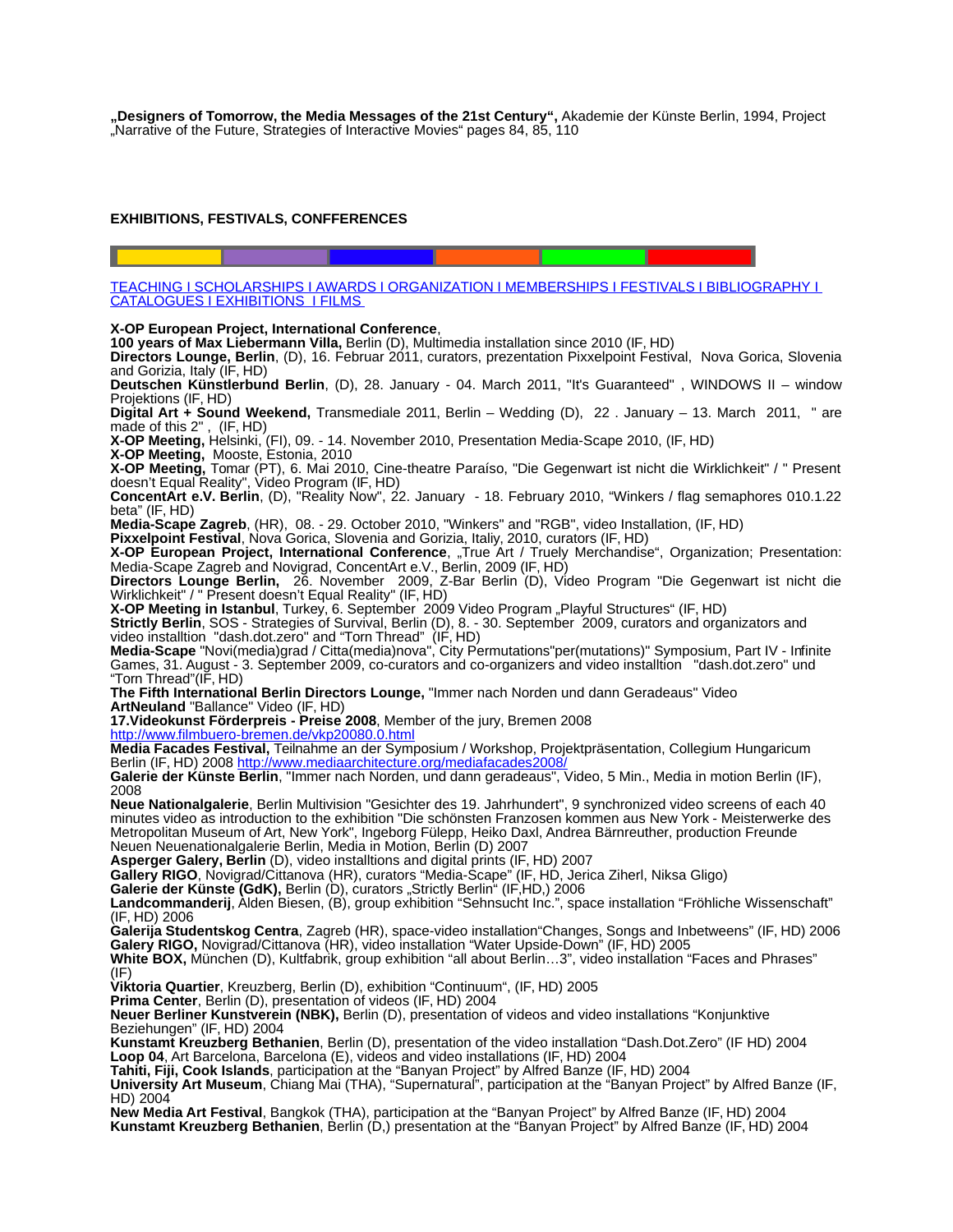**„Designers of Tomorrow, the Media Messages of the 21st Century“,** Akademie der Künste Berlin, 1994, Project „Narrative of the Future, Strategies of Interactive Movies“ pages 84, 85, 110

**EXHIBITIONS, FESTIVALS, CONFFERENCES**

TEACHING I SCHOLARSHIPS I AWARDS I ORGANIZATION I MEMBERSHIPS I FESTIVALS I BIBLIOGRAPHY I CATALOGUES I EXHIBITIONS I FILMS

**X-OP European Project, International Conference**,
**100 years of Max Liebermann Villa,** Berlin (D), Multimedia installation since 2010 (IF, HD)
**Directors Lounge, Berlin**, (D), 16. Februar 2011, curators, prezentation Pixxelpoint Festival, Nova Gorica, Slovenia and Gorizia, Italy (IF, HD)
**Deutschen Künstlerbund Berlin**, (D), 28. January - 04. March 2011, "It's Guaranteed" , WINDOWS II – window Projektions (IF, HD)
**Digital Art + Sound Weekend,** Transmediale 2011, Berlin – Wedding (D), 22 . January – 13. March 2011, " are made of this 2" , (IF, HD)
**X-OP Meeting,** Helsinki, (FI), 09. - 14. November 2010, Presentation Media-Scape 2010, (IF, HD)
**X-OP Meeting,** Mooste, Estonia, 2010
**X-OP Meeting,** Tomar (PT), 6. Mai 2010, Cine-theatre Paraíso, "Die Gegenwart ist nicht die Wirklichkeit" / " Present doesn't Equal Reality", Video Program (IF, HD)
**ConcentArt e.V. Berlin**, (D), "Reality Now", 22. January - 18. February 2010, "Winkers / flag semaphores 010.1.22 beta" (IF, HD)
**Media-Scape Zagreb**, (HR), 08. - 29. October 2010, "Winkers" and "RGB", video Installation, (IF, HD)
**Pixxelpoint Festival**, Nova Gorica, Slovenia and Gorizia, Italiy, 2010, curators (IF, HD)
**X-OP European Project, International Conference**, „True Art / Truely Merchandise“, Organization; Presentation: Media-Scape Zagreb and Novigrad, ConcentArt e.V., Berlin, 2009 (IF, HD)
**Directors Lounge Berlin,** 26. November 2009, Z-Bar Berlin (D), Video Program "Die Gegenwart ist nicht die Wirklichkeit" / " Present doesn't Equal Reality" (IF, HD)
**X-OP Meeting in Istanbul**, Turkey, 6. September 2009 Video Program „Playful Structures“ (IF, HD)
**Strictly Berlin**, SOS - Strategies of Survival, Berlin (D), 8. - 30. September 2009, curators and organizators and video installtion "dash.dot.zero" and "Torn Thread" (IF, HD)
**Media-Scape** "Novi(media)grad / Citta(media)nova", City Permutations"per(mutations)" Symposium, Part IV - Infinite Games, 31. August - 3. September 2009, co-curators and co-organizers and video installtion "dash.dot.zero" und "Torn Thread"(IF, HD)
**The Fifth International Berlin Directors Lounge,** "Immer nach Norden und dann Geradeaus" Video
**ArtNeuland** "Ballance" Video (IF, HD)
**17.Videokunst Förderpreis - Preise 2008**, Member of the jury, Bremen 2008
http://www.filmbuero-bremen.de/vkp20080.0.html
**Media Facades Festival,** Teilnahme an der Symposium / Workshop, Projektpräsentation, Collegium Hungaricum Berlin (IF, HD) 2008 http://www.mediaarchitecture.org/mediafacades2008/
**Galerie der Künste Berlin**, "Immer nach Norden, und dann geradeaus", Video, 5 Min., Media in motion Berlin (IF), 2008
**Neue Nationalgalerie**, Berlin Multivision "Gesichter des 19. Jahrhundert", 9 synchronized video screens of each 40 minutes video as introduction to the exhibition "Die schönsten Franzosen kommen aus New York - Meisterwerke des Metropolitan Museum of Art, New York", Ingeborg Fülepp, Heiko Daxl, Andrea Bärnreuther, production Freunde Neuen Neuenationalgalerie Berlin, Media in Motion, Berlin (D) 2007
**Asperger Galery, Berlin** (D), video installtions and digital prints (IF, HD) 2007
**Gallery RIGO**, Novigrad/Cittanova (HR), curators "Media-Scape" (IF, HD, Jerica Ziherl, Niksa Gligo)
**Galerie der Künste (GdK),** Berlin (D), curators „Strictly Berlin" (IF,HD,) 2006
**Landcommanderij**, Alden Biesen, (B), group exhibition "Sehnsucht Inc.", space installation "Fröhliche Wissenschaft" (IF, HD) 2006
**Galerija Studentskog Centra**, Zagreb (HR), space-video installation"Changes, Songs and Inbetweens" (IF, HD) 2006
**Galery RIGO,** Novigrad/Cittanova (HR), video installation "Water Upside-Down" (IF, HD) 2005
**White BOX,** München (D), Kultfabrik, group exhibition "all about Berlin…3", video installation "Faces and Phrases" (IF)
**Viktoria Quartier**, Kreuzberg, Berlin (D), exhibition "Continuum", (IF, HD) 2005
**Prima Center**, Berlin (D), presentation of videos (IF, HD) 2004
**Neuer Berliner Kunstverein (NBK),** Berlin (D), presentation of videos and video installations "Konjunktive Beziehungen" (IF, HD) 2004
**Kunstamt Kreuzberg Bethanien**, Berlin (D), presentation of the video installation "Dash.Dot.Zero" (IF HD) 2004
**Loop 04**, Art Barcelona, Barcelona (E), videos and video installations (IF, HD) 2004
**Tahiti, Fiji, Cook Islands**, participation at the "Banyan Project" by Alfred Banze (IF, HD) 2004
**University Art Museum**, Chiang Mai (THA), "Supernatural", participation at the "Banyan Project" by Alfred Banze (IF, HD) 2004
**New Media Art Festival**, Bangkok (THA), participation at the "Banyan Project" by Alfred Banze (IF, HD) 2004
**Kunstamt Kreuzberg Bethanien**, Berlin (D,) presentation at the "Banyan Project" by Alfred Banze (IF, HD) 2004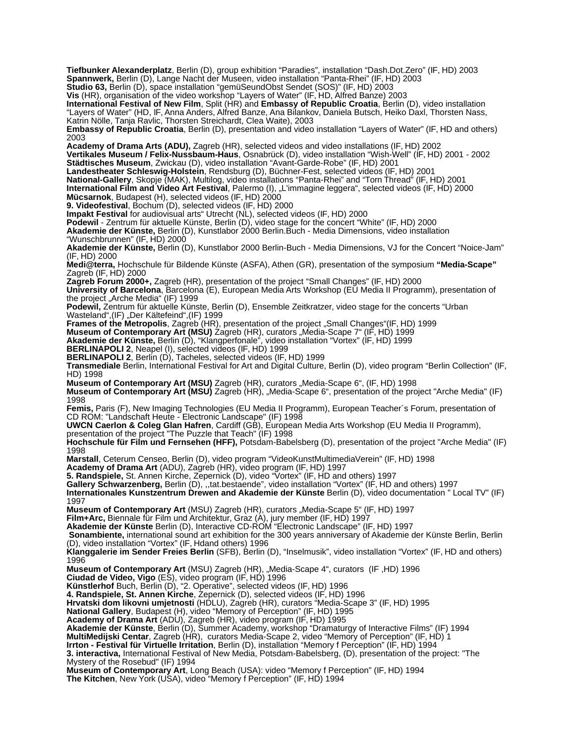**Tiefbunker Alexanderplatz**, Berlin (D), group exhibition “Paradies”, installation “Dash.Dot.Zero” (IF, HD) 2003
**Spannwerk,** Berlin (D), Lange Nacht der Museen, video installation “Panta-Rhei” (IF, HD) 2003
**Studio 63,** Berlin (D), space installation “gemüSeundObst Sendet (SOS)” (IF, HD) 2003
**Vis** (HR), organisation of the video workshop “Layers of Water” (IF, HD, Alfred Banze) 2003
**International Festival of New Film**, Split (HR) and **Embassy of Republic Croatia**, Berlin (D), video installation “Layers of Water” (HD, IF, Anna Anders, Alfred Banze, Ana Bilankov, Daniela Butsch, Heiko Daxl, Thorsten Nass, Katrin Nölle, Tanja Ravlic, Thorsten Streichardt, Clea Waite), 2003
**Embassy of Republic Croatia**, Berlin (D), presentation and video installation “Layers of Water” (IF, HD and others) 2003
**Academy of Drama Arts (ADU),** Zagreb (HR), selected videos and video installations (IF, HD) 2002
**Vertikales Museum / Felix-Nussbaum-Haus**, Osnabrück (D), video installation “Wish-Well” (IF, HD) 2001 - 2002
**Städtisches Museum**, Zwickau (D), video installation “Avant-Garde-Robe” (IF, HD) 2001
**Landestheater Schleswig-Holstein**, Rendsburg (D), Büchner-Fest, selected videos (IF, HD) 2001
**National-Gallery**, Skopje (MAK), Multilog, video installations “Panta-Rhei” and “Torn Thread” (IF, HD) 2001
**International Film and Video Art Festival**, Palermo (I), „L'immagine leggera“, selected videos (IF, HD) 2000
**Mücsarnok**, Budapest (H), selected videos (IF, HD) 2000
**9. Videofestival**, Bochum (D), selected videos (IF, HD) 2000
**Impakt Festival** for audiovisual arts“ Utrecht (NL), selected videos (IF, HD) 2000
**Podewil** - Zentrum für aktuelle Künste, Berlin (D), video stage for the concert “White” (IF, HD) 2000
**Akademie der Künste,** Berlin (D), Kunstlabor 2000 Berlin.Buch - Media Dimensions, video installation “Wunschbrunnen” (IF, HD) 2000
**Akademie der Künste,** Berlin (D), Kunstlabor 2000 Berlin-Buch - Media Dimensions, VJ for the Concert “Noice-Jam” (IF, HD) 2000
**Medi@terra,** Hochschule für Bildende Künste (ASFA), Athen (GR), presentation of the symposium **“Media-Scape”** Zagreb (IF, HD) 2000
**Zagreb Forum 2000+,** Zagreb (HR), presentation of the project “Small Changes” (IF, HD) 2000
**University of Barcelona**, Barcelona (E), European Media Arts Workshop (EU Media II Programm), presentation of the project „Arche Media“ (IF) 1999
**Podewil,** Zentrum für aktuelle Künste, Berlin (D), Ensemble Zeitkratzer, video stage for the concerts “Urban Wasteland“,(IF) „Der Kältefeind“,(IF) 1999
**Frames of the Metropolis**, Zagreb (HR), presentation of the project „Small Changes“(IF, HD) 1999
**Museum of Contemporary Art (MSU)** Zagreb (HR), curators „Media-Scape 7“ (IF, HD) 1999
**Akademie der Künste,** Berlin (D), “Klangperfonale”, video installation “Vortex” (IF, HD) 1999
**BERLINAPOLI 2**, Neapel (I), selected videos (IF, HD) 1999
**BERLINAPOLI 2**, Berlin (D), Tacheles, selected videos (IF, HD) 1999
**Transmediale** Berlin, International Festival for Art and Digital Culture, Berlin (D), video program “Berlin Collection” (IF, HD) 1998
**Museum of Contemporary Art (MSU)** Zagreb (HR), curators „Media-Scape 6“, (IF, HD) 1998
**Museum of Contemporary Art (MSU)** Zagreb (HR), „Media-Scape 6“, presentation of the project "Arche Media" (IF) 1998
**Femis,** Paris (F), New Imaging Technologies (EU Media II Programm), European Teacher´s Forum, presentation of CD ROM: "Landschaft Heute - Electronic Landscape" (IF) 1998
**UWCN Caerlon & Coleg Glan Hafren**, Cardiff (GB), European Media Arts Workshop (EU Media II Programm), presentation of the project "The Puzzle that Teach" (IF) 1998
**Hochschule für Film und Fernsehen (HFF),** Potsdam-Babelsberg (D), presentation of the project "Arche Media" (IF) 1998
**Marstall**, Ceterum Censeo, Berlin (D), video program “VideoKunstMultimediaVerein” (IF, HD) 1998
**Academy of Drama Art** (ADU), Zagreb (HR), video program (IF, HD) 1997
**5. Randspiele,** St. Annen Kirche, Zepernick (D), video “Vortex” (IF, HD and others) 1997
**Gallery Schwarzenberg,** Berlin (D), ,,tat.bestaende”, video installation “Vortex” (IF, HD and others) 1997
**Internationales Kunstzentrum Drewen and Akademie der Künste** Berlin (D), video documentation ” Local TV” (IF) 1997
**Museum of Contemporary Art** (MSU) Zagreb (HR), curators „Media-Scape 5“ (IF, HD) 1997
**Film+Arc,** Biennale für Film und Architektur, Graz (A), jury member (IF, HD) 1997
**Akademie der Künste** Berlin (D), Interactive CD-ROM “Electronic Landscape” (IF, HD) 1997
**Sonambiente,** international sound art exhibition for the 300 years anniversary of Akademie der Künste Berlin, Berlin (D), video installation “Vortex” (IF, Hdand others) 1996
**Klanggalerie im Sender Freies Berlin** (SFB), Berlin (D), “Inselmusik”, video installation “Vortex” (IF, HD and others) 1996
**Museum of Contemporary Art** (MSU) Zagreb (HR), „Media-Scape 4“, curators (IF ,HD) 1996
**Ciudad de Video, Vigo** (ES), video program (IF, HD) 1996
**Künstlerhof** Buch, Berlin (D), “2. Operative”, selected videos (IF, HD) 1996
**4. Randspiele, St. Annen Kirche**, Zepernick (D), selected videos (IF, HD) 1996
**Hrvatski dom likovni umjetnosti** (HDLU), Zagreb (HR), curators “Media-Scape 3” (IF, HD) 1995
**National Gallery**, Budapest (H), video “Memory of Perception” (IF, HD) 1995
**Academy of Drama Art** (ADU), Zagreb (HR), video program (IF, HD) 1995
**Akademie der Künste**, Berlin (D), Summer Academy, workshop “Dramaturgy of Interactive Films” (IF) 1994
**MultiMedijski Centar**, Zagreb (HR), curators Media-Scape 2, video “Memory of Perception” (IF, HD) 1
**Irrton - Festival für Virtuelle Irritation**, Berlin (D), installation “Memory f Perception” (IF, HD) 1994
**3. interactiva,** International Festival of New Media, Potsdam-Babelsberg, (D), presentation of the project: "The Mystery of the Rosebud" (IF) 1994
**Museum of Contemporary Art**, Long Beach (USA): video “Memory f Perception” (IF, HD) 1994
**The Kitchen**, New York (USA), video “Memory f Perception” (IF, HD) 1994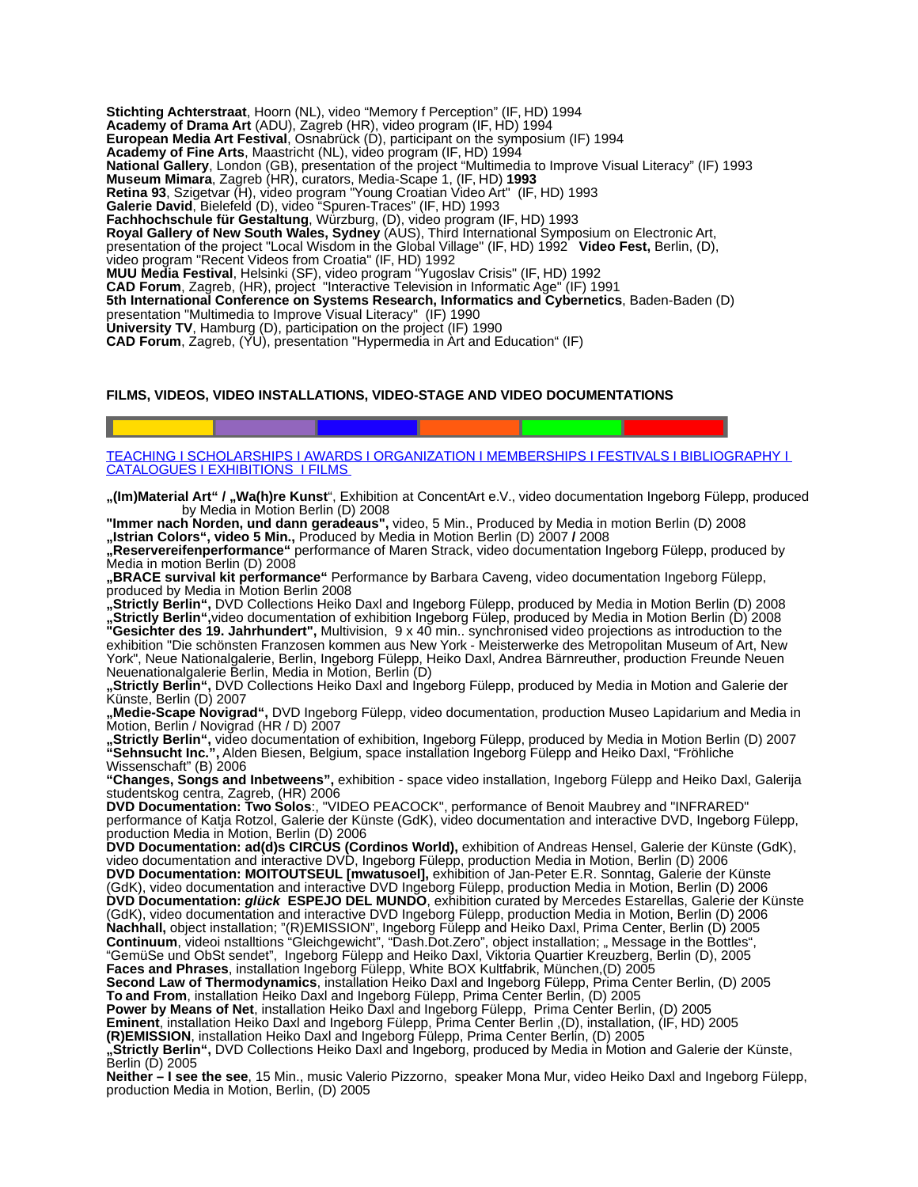**Stichting Achterstraat**, Hoorn (NL), video "Memory f Perception" (IF, HD) 1994
**Academy of Drama Art** (ADU), Zagreb (HR), video program (IF, HD) 1994
**European Media Art Festival**, Osnabrück (D), participant on the symposium (IF) 1994
**Academy of Fine Arts**, Maastricht (NL), video program (IF, HD) 1994
**National Gallery**, London (GB), presentation of the project "Multimedia to Improve Visual Literacy" (IF) 1993
**Museum Mimara**, Zagreb (HR), curators, Media-Scape 1, (IF, HD) **1993**
**Retina 93**, Szigetvar (H), video program "Young Croatian Video Art" (IF, HD) 1993
**Galerie David**, Bielefeld (D), video "Spuren-Traces" (IF, HD) 1993
**Fachhochschule für Gestaltung**, Würzburg, (D), video program (IF, HD) 1993
**Royal Gallery of New South Wales, Sydney** (AUS), Third International Symposium on Electronic Art, presentation of the project "Local Wisdom in the Global Village" (IF, HD) 1992 **Video Fest,** Berlin, (D), video program "Recent Videos from Croatia" (IF, HD) 1992
**MUU Media Festival**, Helsinki (SF), video program "Yugoslav Crisis" (IF, HD) 1992
**CAD Forum**, Zagreb, (HR), project "Interactive Television in Informatic Age" (IF) 1991
**5th International Conference on Systems Research, Informatics and Cybernetics**, Baden-Baden (D) presentation "Multimedia to Improve Visual Literacy" (IF) 1990
**University TV**, Hamburg (D), participation on the project (IF) 1990
**CAD Forum**, Zagreb, (YU), presentation "Hypermedia in Art and Education" (IF)

## FILMS, VIDEOS, VIDEO INSTALLATIONS, VIDEO-STAGE AND VIDEO DOCUMENTATIONS

TEACHING I SCHOLARSHIPS I AWARDS I ORGANIZATION I MEMBERSHIPS I FESTIVALS I BIBLIOGRAPHY I CATALOGUES I EXHIBITIONS I FILMS

**„(Im)Material Art" / „Wa(h)re Kunst**", Exhibition at ConcentArt e.V., video documentation Ingeborg Fülepp, produced by Media in Motion Berlin (D) 2008
**"Immer nach Norden, und dann geradeaus",** video, 5 Min., Produced by Media in motion Berlin (D) 2008
**„Istrian Colors", video 5 Min.,** Produced by Media in Motion Berlin (D) 2007 **/** 2008
**„Reservereifenperformance"** performance of Maren Strack, video documentation Ingeborg Fülepp, produced by Media in motion Berlin (D) 2008
**„BRACE survival kit performance"** Performance by Barbara Caveng, video documentation Ingeborg Fülepp, produced by Media in Motion Berlin 2008
**„Strictly Berlin",** DVD Collections Heiko Daxl and Ingeborg Fülepp, produced by Media in Motion Berlin (D) 2008
**„Strictly Berlin",**video documentation of exhibition Ingeborg Fülep, produced by Media in Motion Berlin (D) 2008
**"Gesichter des 19. Jahrhundert",** Multivision, 9 x 40 min.. synchronised video projections as introduction to the exhibition "Die schönsten Franzosen kommen aus New York - Meisterwerke des Metropolitan Museum of Art, New York", Neue Nationalgalerie, Berlin, Ingeborg Fülepp, Heiko Daxl, Andrea Bärnreuther, production Freunde Neuen Neuenationalgalerie Berlin, Media in Motion, Berlin (D)
**„Strictly Berlin",** DVD Collections Heiko Daxl and Ingeborg Fülepp, produced by Media in Motion and Galerie der Künste, Berlin (D) 2007
**„Medie-Scape Novigrad",** DVD Ingeborg Fülepp, video documentation, production Museo Lapidarium and Media in Motion, Berlin / Novigrad (HR / D) 2007
**„Strictly Berlin",** video documentation of exhibition, Ingeborg Fülepp, produced by Media in Motion Berlin (D) 2007
**"Sehnsucht Inc.",** Alden Biesen, Belgium, space installation Ingeborg Fülepp and Heiko Daxl, "Fröhliche Wissenschaft" (B) 2006
**"Changes, Songs and Inbetweens",** exhibition - space video installation, Ingeborg Fülepp and Heiko Daxl, Galerija studentskog centra, Zagreb, (HR) 2006
**DVD Documentation: Two Solos**:, "VIDEO PEACOCK", performance of Benoit Maubrey and "INFRARED" performance of Katja Rotzol, Galerie der Künste (GdK), video documentation and interactive DVD, Ingeborg Fülepp, production Media in Motion, Berlin (D) 2006
**DVD Documentation: ad(d)s CIRCUS (Cordinos World),** exhibition of Andreas Hensel, Galerie der Künste (GdK), video documentation and interactive DVD, Ingeborg Fülepp, production Media in Motion, Berlin (D) 2006
**DVD Documentation: MOITOUTSEUL [mwatusoel],** exhibition of Jan-Peter E.R. Sonntag, Galerie der Künste (GdK), video documentation and interactive DVD Ingeborg Fülepp, production Media in Motion, Berlin (D) 2006
**DVD Documentation:** ***glück*** **ESPEJO DEL MUNDO**, exhibition curated by Mercedes Estarellas, Galerie der Künste (GdK), video documentation and interactive DVD Ingeborg Fülepp, production Media in Motion, Berlin (D) 2006
**Nachhall,** object installation; "(R)EMISSION", Ingeborg Fülepp and Heiko Daxl, Prima Center, Berlin (D) 2005
**Continuum**, videoi nstalltions "Gleichgewicht", "Dash.Dot.Zero", object installation; „ Message in the Bottles", "GemüSe und ObSt sendet", Ingeborg Fülepp and Heiko Daxl, Viktoria Quartier Kreuzberg, Berlin (D), 2005
**Faces and Phrases**, installation Ingeborg Fülepp, White BOX Kultfabrik, München,(D) 2005
**Second Law of Thermodynamics**, installation Heiko Daxl and Ingeborg Fülepp, Prima Center Berlin, (D) 2005
**To and From**, installation Heiko Daxl and Ingeborg Fülepp, Prima Center Berlin, (D) 2005
**Power by Means of Net**, installation Heiko Daxl and Ingeborg Fülepp, Prima Center Berlin, (D) 2005
**Eminent**, installation Heiko Daxl and Ingeborg Fülepp, Prima Center Berlin ,(D), installation, (IF, HD) 2005
**(R)EMISSION**, installation Heiko Daxl and Ingeborg Fülepp, Prima Center Berlin, (D) 2005
**„Strictly Berlin",** DVD Collections Heiko Daxl and Ingeborg, produced by Media in Motion and Galerie der Künste, Berlin (D) 2005
**Neither – I see the see**, 15 Min., music Valerio Pizzorno, speaker Mona Mur, video Heiko Daxl and Ingeborg Fülepp, production Media in Motion, Berlin, (D) 2005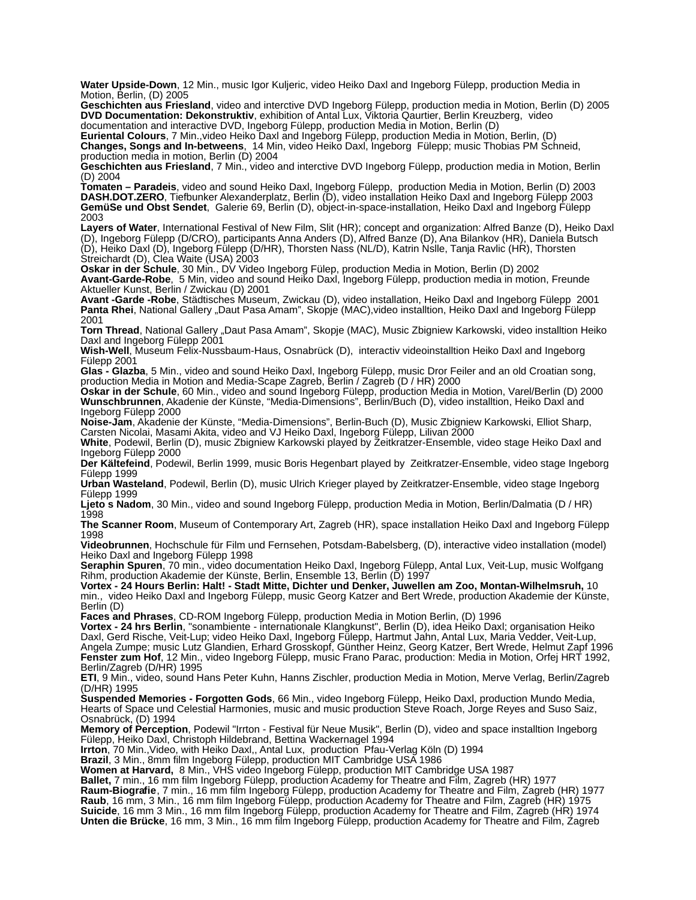**Water Upside-Down**, 12 Min., music Igor Kuljeric, video Heiko Daxl and Ingeborg Fülepp, production Media in Motion, Berlin, (D) 2005

**Geschichten aus Friesland**, video and interctive DVD Ingeborg Fülepp, production media in Motion, Berlin (D) 2005

**DVD Documentation: Dekonstruktiv**, exhibition of Antal Lux, Viktoria Qaurtier, Berlin Kreuzberg, video documentation and interactive DVD, Ingeborg Fülepp, production Media in Motion, Berlin (D)

**Euriental Colours**, 7 Min.,video Heiko Daxl and Ingeborg Fülepp, production Media in Motion, Berlin, (D)

**Changes, Songs and In-betweens**, 14 Min, video Heiko Daxl, Ingeborg Fülepp; music Thobias PM Schneid, production media in motion, Berlin (D) 2004

**Geschichten aus Friesland**, 7 Min., video and interctive DVD Ingeborg Fülepp, production media in Motion, Berlin (D) 2004

**Tomaten – Paradeis**, video and sound Heiko Daxl, Ingeborg Fülepp, production Media in Motion, Berlin (D) 2003

**DASH.DOT.ZERO**, Tiefbunker Alexanderplatz, Berlin (D), video installation Heiko Daxl and Ingeborg Fülepp 2003

**GemüSe und Obst Sendet**, Galerie 69, Berlin (D), object-in-space-installation, Heiko Daxl and Ingeborg Fülepp 2003

**Layers of Water**, International Festival of New Film, Slit (HR); concept and organization: Alfred Banze (D), Heiko Daxl (D), Ingeborg Fülepp (D/CRO), participants Anna Anders (D), Alfred Banze (D), Ana Bilankov (HR), Daniela Butsch (D), Heiko Daxl (D), Ingeborg Fülepp (D/HR), Thorsten Nass (NL/D), Katrin Nslle, Tanja Ravlic (HR), Thorsten Streichardt (D), Clea Waite (USA) 2003

**Oskar in der Schule**, 30 Min., DV Video Ingeborg Fülep, production Media in Motion, Berlin (D) 2002

**Avant-Garde-Robe**, 5 Min, video and sound Heiko Daxl, Ingeborg Fülepp, production media in motion, Freunde Aktueller Kunst, Berlin / Zwickau (D) 2001

**Avant -Garde -Robe**, Städtisches Museum, Zwickau (D), video installation, Heiko Daxl and Ingeborg Fülepp 2001

**Panta Rhei**, National Gallery „Daut Pasa Amam", Skopje (MAC),video installtion, Heiko Daxl and Ingeborg Fülepp 2001

**Torn Thread**, National Gallery „Daut Pasa Amam", Skopje (MAC), Music Zbigniew Karkowski, video installtion Heiko Daxl and Ingeborg Fülepp 2001

**Wish-Well**, Museum Felix-Nussbaum-Haus, Osnabrück (D), interactiv videoinstalltion Heiko Daxl and Ingeborg Fülepp 2001

**Glas - Glazba**, 5 Min., video and sound Heiko Daxl, Ingeborg Fülepp, music Dror Feiler and an old Croatian song, production Media in Motion and Media-Scape Zagreb, Berlin / Zagreb (D / HR) 2000

**Oskar in der Schule**, 60 Min., video and sound Ingeborg Fülepp, production Media in Motion, Varel/Berlin (D) 2000

**Wunschbrunnen**, Akadenie der Künste, "Media-Dimensions", Berlin/Buch (D), video installtion, Heiko Daxl and Ingeborg Fülepp 2000

**Noise-Jam**, Akadenie der Künste, "Media-Dimensions", Berlin-Buch (D), Music Zbigniew Karkowski, Elliot Sharp, Carsten Nicolai, Masami Akita, video and VJ Heiko Daxl, Ingeborg Fülepp, Lilivan 2000

**White**, Podewil, Berlin (D), music Zbigniew Karkowski played by Zeitkratzer-Ensemble, video stage Heiko Daxl and Ingeborg Fülepp 2000

**Der Kältefeind**, Podewil, Berlin 1999, music Boris Hegenbart played by Zeitkratzer-Ensemble, video stage Ingeborg Fülepp 1999

**Urban Wasteland**, Podewil, Berlin (D), music Ulrich Krieger played by Zeitkratzer-Ensemble, video stage Ingeborg Fülepp 1999

**Ljeto s Nadom**, 30 Min., video and sound Ingeborg Fülepp, production Media in Motion, Berlin/Dalmatia (D / HR) 1998

**The Scanner Room**, Museum of Contemporary Art, Zagreb (HR), space installation Heiko Daxl and Ingeborg Fülepp 1998

**Videobrunnen**, Hochschule für Film und Fernsehen, Potsdam-Babelsberg, (D), interactive video installation (model) Heiko Daxl and Ingeborg Fülepp 1998

**Seraphin Spuren**, 70 min., video documentation Heiko Daxl, Ingeborg Fülepp, Antal Lux, Veit-Lup, music Wolfgang Rihm, production Akademie der Künste, Berlin, Ensemble 13, Berlin (D) 1997

**Vortex - 24 Hours Berlin: Halt! - Stadt Mitte, Dichter und Denker, Juwellen am Zoo, Montan-Wilhelmsruh,** 10 min., video Heiko Daxl and Ingeborg Fülepp, music Georg Katzer and Bert Wrede, production Akademie der Künste, Berlin (D)

**Faces and Phrases**, CD-ROM Ingeborg Fülepp, production Media in Motion Berlin, (D) 1996

**Vortex - 24 hrs Berlin**, "sonambiente - internationale Klangkunst", Berlin (D), idea Heiko Daxl; organisation Heiko Daxl, Gerd Rische, Veit-Lup; video Heiko Daxl, Ingeborg Fülepp, Hartmut Jahn, Antal Lux, Maria Vedder, Veit-Lup, Angela Zumpe; music Lutz Glandien, Erhard Grosskopf, Günther Heinz, Georg Katzer, Bert Wrede, Helmut Zapf 1996

**Fenster zum Hof**, 12 Min., video Ingeborg Fülepp, music Frano Parac, production: Media in Motion, Orfej HRT 1992, Berlin/Zagreb (D/HR) 1995

**ETI**, 9 Min., video, sound Hans Peter Kuhn, Hanns Zischler, production Media in Motion, Merve Verlag, Berlin/Zagreb (D/HR) 1995

**Suspended Memories - Forgotten Gods**, 66 Min., video Ingeborg Fülepp, Heiko Daxl, production Mundo Media, Hearts of Space und Celestial Harmonies, music and music production Steve Roach, Jorge Reyes and Suso Saiz, Osnabrück, (D) 1994

**Memory of Perception**, Podewil "Irrton - Festival für Neue Musik", Berlin (D), video and space installtion Ingeborg Fülepp, Heiko Daxl, Christoph Hildebrand, Bettina Wackernagel 1994

**Irrton**, 70 Min.,Video, with Heiko Daxl,, Antal Lux, production Pfau-Verlag Köln (D) 1994

**Brazil**, 3 Min., 8mm film Ingeborg Fülepp, production MIT Cambridge USA 1986

**Women at Harvard,** 8 Min., VHS video Ingeborg Fülepp, production MIT Cambridge USA 1987

**Ballet,** 7 min., 16 mm film Ingeborg Fülepp, production Academy for Theatre and Film, Zagreb (HR) 1977

**Raum-Biografie**, 7 min., 16 mm film Ingeborg Fülepp, production Academy for Theatre and Film, Zagreb (HR) 1977

**Raub**, 16 mm, 3 Min., 16 mm film Ingeborg Fülepp, production Academy for Theatre and Film, Zagreb (HR) 1975

**Suicide**, 16 mm 3 Min., 16 mm film Ingeborg Fülepp, production Academy for Theatre and Film, Zagreb (HR) 1974

**Unten die Brücke**, 16 mm, 3 Min., 16 mm film Ingeborg Fülepp, production Academy for Theatre and Film, Zagreb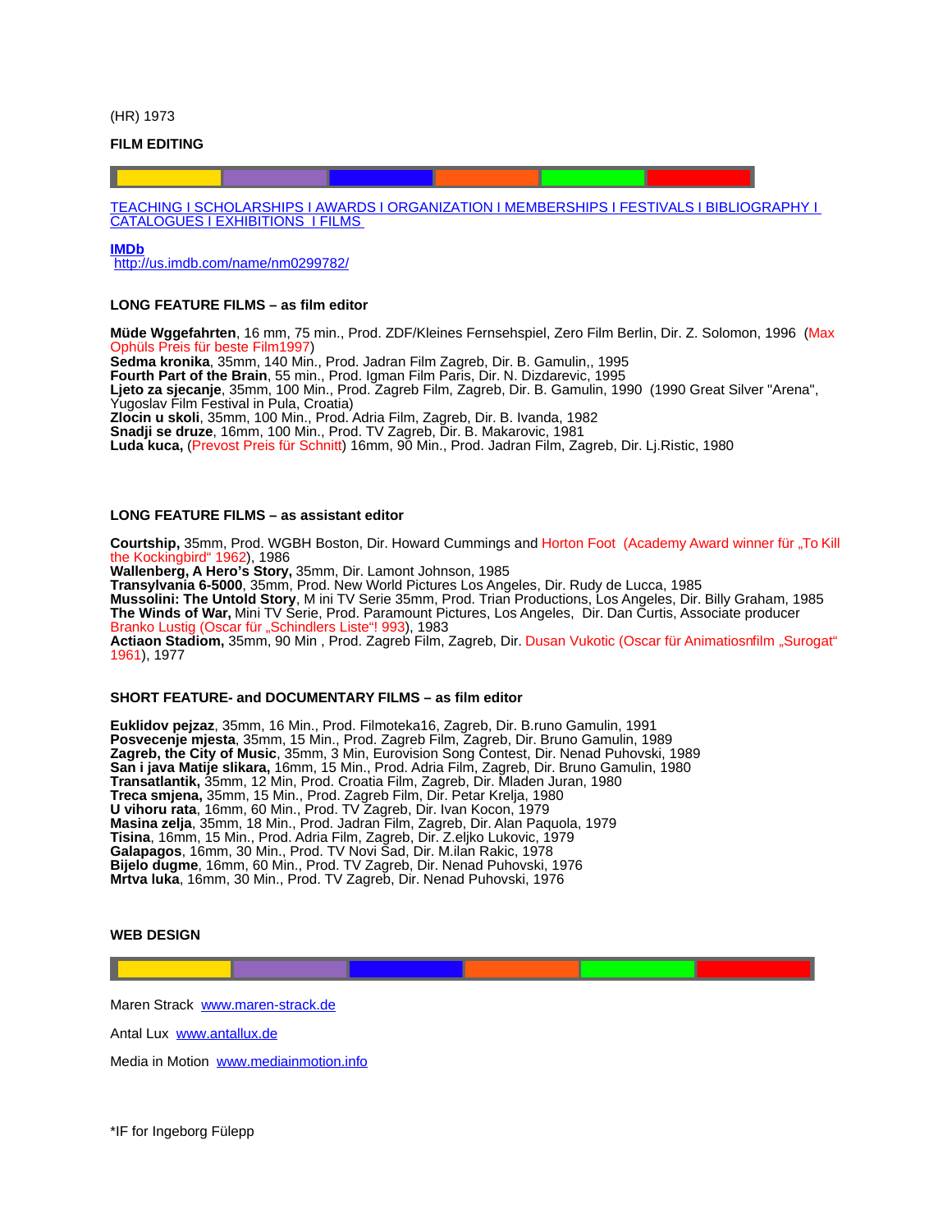(HR) 1973

**FILM EDITING**

TEACHING I SCHOLARSHIPS I AWARDS I ORGANIZATION I MEMBERSHIPS I FESTIVALS I BIBLIOGRAPHY I CATALOGUES I EXHIBITIONS I FILMS

**IMDb**
http://us.imdb.com/name/nm0299782/

**LONG FEATURE FILMS – as film editor**

**Müde Wggefahrten**, 16 mm, 75 min., Prod. ZDF/Kleines Fernsehspiel, Zero Film Berlin, Dir. Z. Solomon, 1996 (Max Ophüls Preis für beste Film1997)
**Sedma kronika**, 35mm, 140 Min., Prod. Jadran Film Zagreb, Dir. B. Gamulin,, 1995
**Fourth Part of the Brain**, 55 min., Prod. Igman Film Paris, Dir. N. Dizdarevic, 1995
**Ljeto za sjecanje**, 35mm, 100 Min., Prod. Zagreb Film, Zagreb, Dir. B. Gamulin, 1990 (1990 Great Silver "Arena", Yugoslav Film Festival in Pula, Croatia)
**Zlocin u skoli**, 35mm, 100 Min., Prod. Adria Film, Zagreb, Dir. B. Ivanda, 1982
**Snadji se druze**, 16mm, 100 Min., Prod. TV Zagreb, Dir. B. Makarovic, 1981
**Luda kuca,** (Prevost Preis für Schnitt) 16mm, 90 Min., Prod. Jadran Film, Zagreb, Dir. Lj.Ristic, 1980

**LONG FEATURE FILMS – as assistant editor**

**Courtship,** 35mm, Prod. WGBH Boston, Dir. Howard Cummings and Horton Foot (Academy Award winner für „To Kill the Kockingbird" 1962), 1986
**Wallenberg, A Hero's Story,** 35mm, Dir. Lamont Johnson, 1985
**Transylvania 6-5000**, 35mm, Prod. New World Pictures Los Angeles, Dir. Rudy de Lucca, 1985
**Mussolini: The Untold Story**, M ini TV Serie 35mm, Prod. Trian Productions, Los Angeles, Dir. Billy Graham, 1985
**The Winds of War,** Mini TV Serie, Prod. Paramount Pictures, Los Angeles, Dir. Dan Curtis, Associate producer Branko Lustig (Oscar für „Schindlers Liste"! 993), 1983
**Actiaon Stadiom,** 35mm, 90 Min , Prod. Zagreb Film, Zagreb, Dir. Dusan Vukotic (Oscar für Animatiosnfilm „Surogat" 1961), 1977

**SHORT FEATURE- and DOCUMENTARY FILMS – as film editor**

**Euklidov pejzaz**, 35mm, 16 Min., Prod. Filmoteka16, Zagreb, Dir. B.runo Gamulin, 1991
**Posvecenje mjesta**, 35mm, 15 Min., Prod. Zagreb Film, Zagreb, Dir. Bruno Gamulin, 1989
**Zagreb, the City of Music**, 35mm, 3 Min, Eurovision Song Contest, Dir. Nenad Puhovski, 1989
**San i java Matije slikara,** 16mm, 15 Min., Prod. Adria Film, Zagreb, Dir. Bruno Gamulin, 1980
**Transatlantik,** 35mm, 12 Min, Prod. Croatia Film, Zagreb, Dir. Mladen Juran, 1980
**Treca smjena,** 35mm, 15 Min., Prod. Zagreb Film, Dir. Petar Krelja, 1980
**U vihoru rata**, 16mm, 60 Min., Prod. TV Zagreb, Dir. Ivan Kocon, 1979
**Masina zelja**, 35mm, 18 Min., Prod. Jadran Film, Zagreb, Dir. Alan Paquola, 1979
**Tisina**, 16mm, 15 Min., Prod. Adria Film, Zagreb, Dir. Z.eljko Lukovic, 1979
**Galapagos**, 16mm, 30 Min., Prod. TV Novi Sad, Dir. M.ilan Rakic, 1978
**Bijelo dugme**, 16mm, 60 Min., Prod. TV Zagreb, Dir. Nenad Puhovski, 1976
**Mrtva luka**, 16mm, 30 Min., Prod. TV Zagreb, Dir. Nenad Puhovski, 1976

**WEB DESIGN**

Maren Strack www.maren-strack.de

Antal Lux www.antallux.de

Media in Motion www.mediainmotion.info

*IF for Ingeborg Fülepp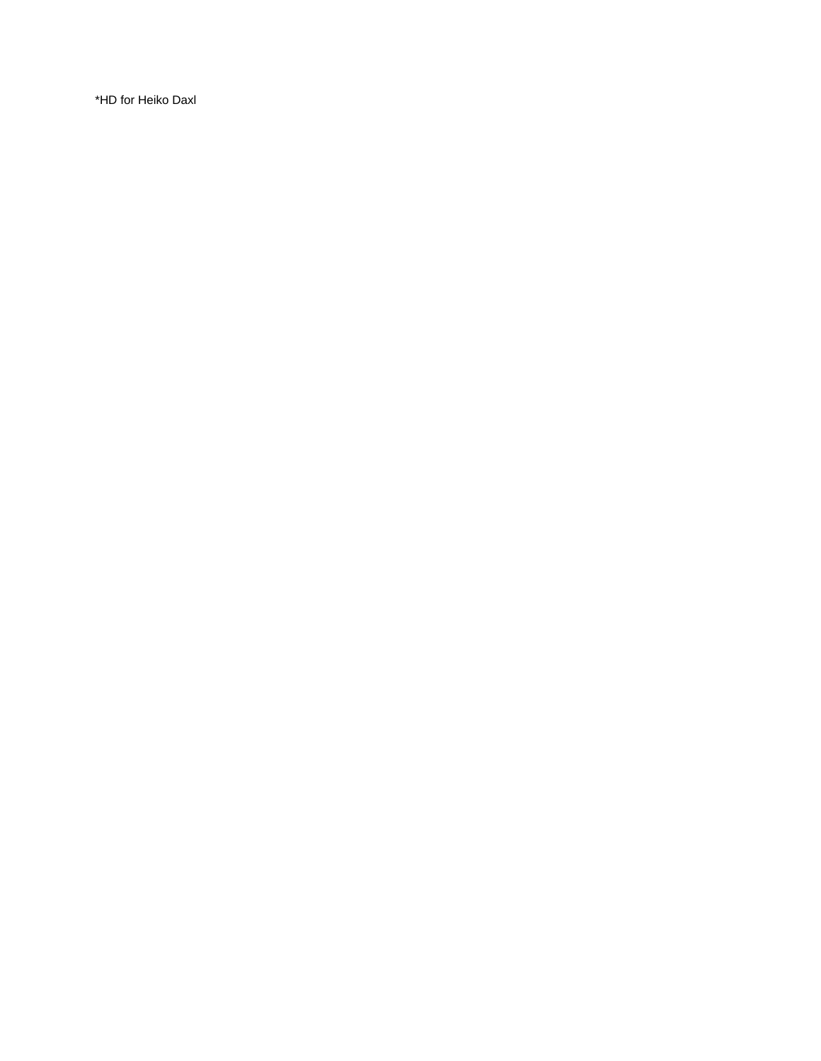*HD for Heiko Daxl